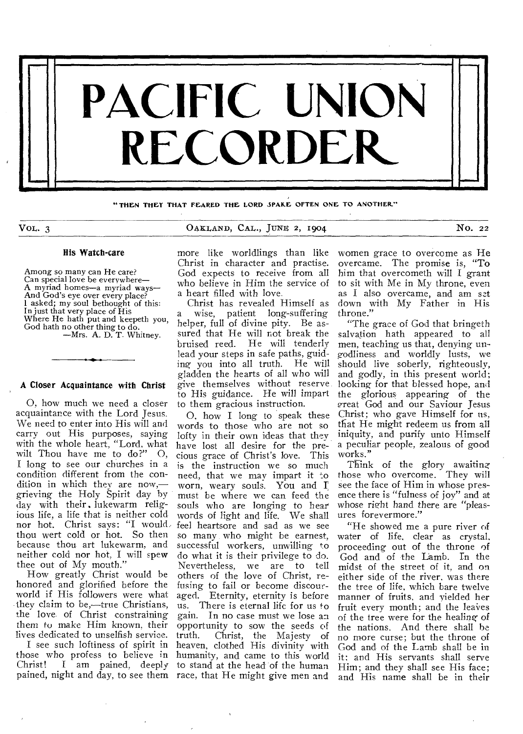# PACIFIC UNION RECORDER

"THEN THEY THAT FEARED THE LORD SPAKE OFTEN ONE TO ANOTHER"

VOL. 3 — OAKLAND, CAL., JUNE 2, 1904 — No. 22

### His Watch-care

Among so many can He care?  
Can special love be everywhere—  
A myriad homes—a myriad ways—  
And God's eye over every place?  
I asked; my soul bethought of this:  
In just that very place of His  
Where He hath put and keepeth you,  
God hath no other thing to do.  
—Mrs. A. D. T. Whitney.

### A Closer Acquaintance with Christ

O, how much we need a closer acquaintance with the Lord Jesus. We need to enter into His will and carry out His purposes, saying with the whole heart, "Lord, what wilt Thou have me to do?" O, I long to see our churches in a condition different from the condition in which they are now,—grieving the Holy Spirit day by day with their lukewarm religious life, a life that is neither cold nor hot. Christ says: "I would thou wert cold or hot. So then because thou art lukewarm, and neither cold nor hot, I will spew thee out of My mouth."

How greatly Christ would be honored and glorified before the world if His followers were what they claim to be,—true Christians, the love of Christ constraining them to make Him known, their lives dedicated to unselfish service.

I see such loftiness of spirit in those who profess to believe in Christ! I am pained, deeply pained, night and day, to see them more like worldlings than like Christ in character and practise. God expects to receive from all who believe in Him the service of a heart filled with love.

Christ has revealed Himself as a wise, patient long-suffering helper, full of divine pity. Be assured that He will not break the bruised reed. He will tenderly lead your steps in safe paths, guiding you into all truth. He will gladden the hearts of all who will give themselves without reserve to His guidance. He will impart to them gracious instruction.

O, how I long to speak these words to those who are not so lofty in their own ideas that they have lost all desire for the precious grace of Christ's love. This is the instruction we so much need, that we may impart it to worn, weary souls. You and I must be where we can feed the souls who are longing to hear words of light and life. We shall feel heartsore and sad as we see so many who might be earnest, successful workers, unwilling to do what it is their privilege to do. Nevertheless, we are to tell others of the love of Christ, refusing to fail or become discouraged. Eternity, eternity is before us. There is eternal life for us to gain. In no case must we lose an opportunity to sow the seeds of truth. Christ, the Majesty of heaven, clothed His divinity with humanity, and came to this world to stand at the head of the human race, that He might give men and women grace to overcome as He overcame. The promise is, "To him that overcometh will I grant to sit with Me in My throne, even as I also overcame, and am set down with My Father in His throne."

"The grace of God that bringeth salvation hath appeared to all men, teaching us that, denying ungodliness and worldly lusts, we should live soberly, righteously, and godly, in this present world; looking for that blessed hope, and the glorious appearing of the great God and our Saviour Jesus Christ; who gave Himself for us, that He might redeem us from all iniquity, and purify unto Himself a peculiar people, zealous of good works."

Think of the glory awaiting those who overcome. They will see the face of Him in whose presence there is "fulness of joy" and at whose right hand there are "pleasures forevermore."

"He showed me a pure river of water of life, clear as crystal, proceeding out of the throne of God and of the Lamb. In the midst of the street of it, and on either side of the river, was there the tree of life, which bare twelve manner of fruits, and yielded her fruit every month; and the leaves of the tree were for the healing of the nations. And there shall be no more curse; but the throne of God and of the Lamb shall be in it; and His servants shall serve Him; and they shall see His face; and His name shall be in their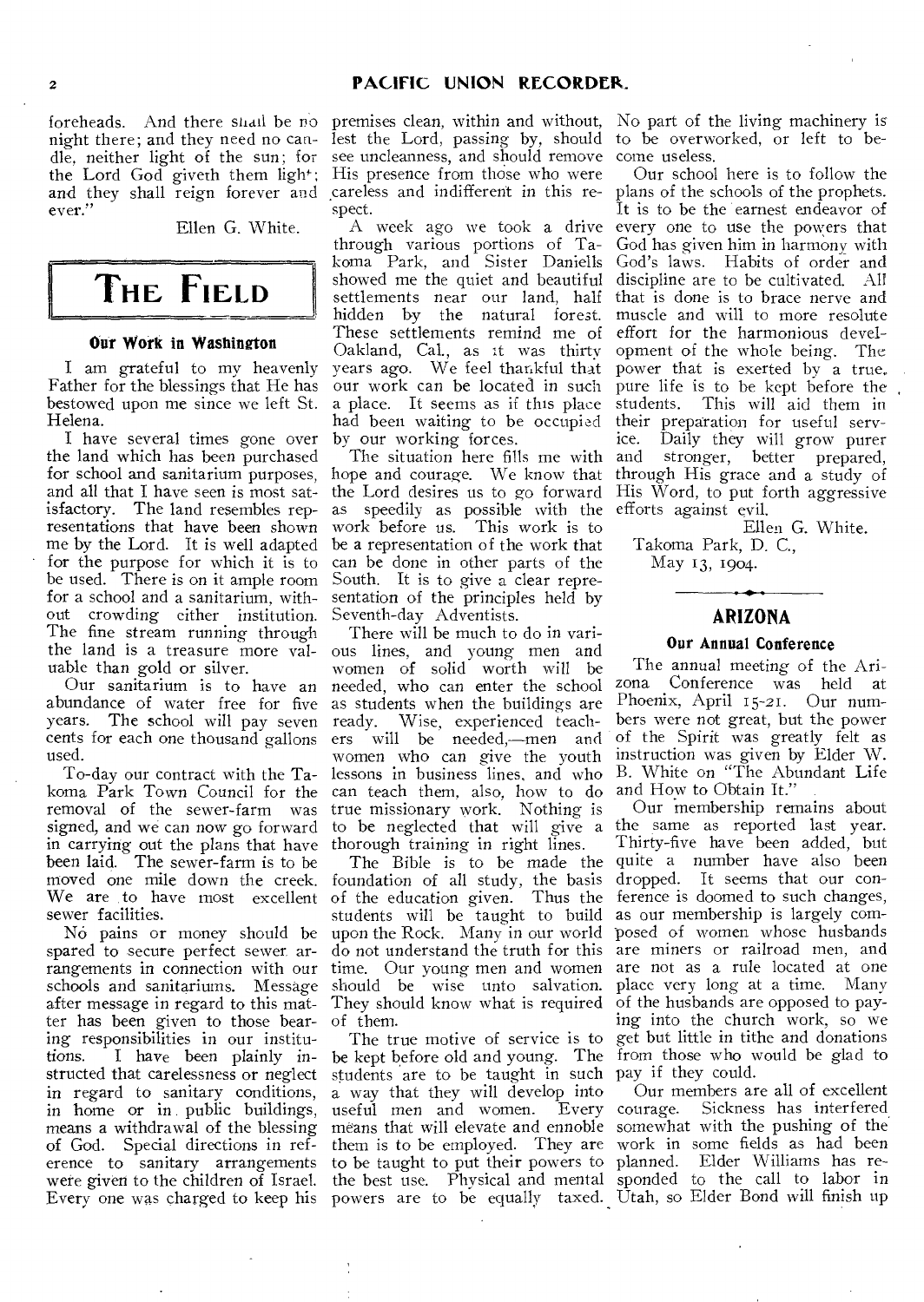foreheads. And there shall be no night there; and they need no candle, neither light of the sun; for the Lord God giveth them light; and they shall reign forever and ever."

Ellen G. White.

# THE FIELD

### Our Work in Washington

I am grateful to my heavenly Father for the blessings that He has bestowed upon me since we left St. Helena.

I have several times gone over the land which has been purchased for school and sanitarium purposes, and all that I have seen is most satisfactory. The land resembles representations that have been shown me by the Lord. It is well adapted for the purpose for which it is to be used. There is on it ample room for a school and a sanitarium, without crowding either institution. The fine stream running through the land is a treasure more valuable than gold or silver.

Our sanitarium is to have an abundance of water free for five years. The school will pay seven cents for each one thousand gallons used.

To-day our contract with the Takoma Park Town Council for the removal of the sewer-farm was signed, and we can now go forward in carrying out the plans that have been laid. The sewer-farm is to be moved one mile down the creek. We are to have most excellent sewer facilities.

No pains or money should be spared to secure perfect sewer arrangements in connection with our schools and sanitariums. Message after message in regard to this matter has been given to those bearing responsibilities in our institutions. I have been plainly instructed that carelessness or neglect in regard to sanitary conditions, in home or in public buildings, means a withdrawal of the blessing of God. Special directions in reference to sanitary arrangements were given to the children of Israel. Every one was charged to keep his premises clean, within and without, lest the Lord, passing by, should see uncleanness, and should remove His presence from those who were careless and indifferent in this respect.

A week ago we took a drive through various portions of Takoma Park, and Sister Daniells showed me the quiet and beautiful settlements near our land, half hidden by the natural forest. These settlements remind me of Oakland, Cal., as it was thirty years ago. We feel thankful that our work can be located in such a place. It seems as if this place had been waiting to be occupied by our working forces.

The situation here fills me with hope and courage. We know that the Lord desires us to go forward as speedily as possible with the work before us. This work is to be a representation of the work that can be done in other parts of the South. It is to give a clear representation of the principles held by Seventh-day Adventists.

There will be much to do in various lines, and young men and women of solid worth will be needed, who can enter the school as students when the buildings are ready. Wise, experienced teachers will be needed,—men and women who can give the youth lessons in business lines, and who can teach them, also, how to do true missionary work. Nothing is to be neglected that will give a thorough training in right lines.

The Bible is to be made the foundation of all study, the basis of the education given. Thus the students will be taught to build upon the Rock. Many in our world do not understand the truth for this time. Our young men and women should be wise unto salvation. They should know what is required of them.

The true motive of service is to be kept before old and young. The students are to be taught in such a way that they will develop into useful men and women. Every means that will elevate and ennoble them is to be employed. They are to be taught to put their powers to the best use. Physical and mental powers are to be equally taxed. No part of the living machinery is to be overworked, or left to become useless.

Our school here is to follow the plans of the schools of the prophets. It is to be the earnest endeavor of every one to use the powers that God has given him in harmony with God's laws. Habits of order and discipline are to be cultivated. All that is done is to brace nerve and muscle and will to more resolute effort for the harmonious development of the whole being. The power that is exerted by a true, pure life is to be kept before the students. This will aid them in their preparation for useful service. Daily they will grow purer and stronger, better prepared, through His grace and a study of His Word, to put forth aggressive efforts against evil.

Ellen G. White.

Takoma Park, D. C.,
May 13, 1904.

## ARIZONA

### Our Annual Conference

The annual meeting of the Arizona Conference was held at Phoenix, April 15-21. Our numbers were not great, but the power of the Spirit was greatly felt as instruction was given by Elder W. B. White on "The Abundant Life and How to Obtain It."

Our membership remains about the same as reported last year. Thirty-five have been added, but quite a number have also been dropped. It seems that our conference is doomed to such changes, as our membership is largely composed of women whose husbands are miners or railroad men, and are not as a rule located at one place very long at a time. Many of the husbands are opposed to paying into the church work, so we get but little in tithe and donations from those who would be glad to pay if they could.

Our members are all of excellent courage. Sickness has interfered somewhat with the pushing of the work in some fields as had been planned. Elder Williams has responded to the call to labor in Utah, so Elder Bond will finish up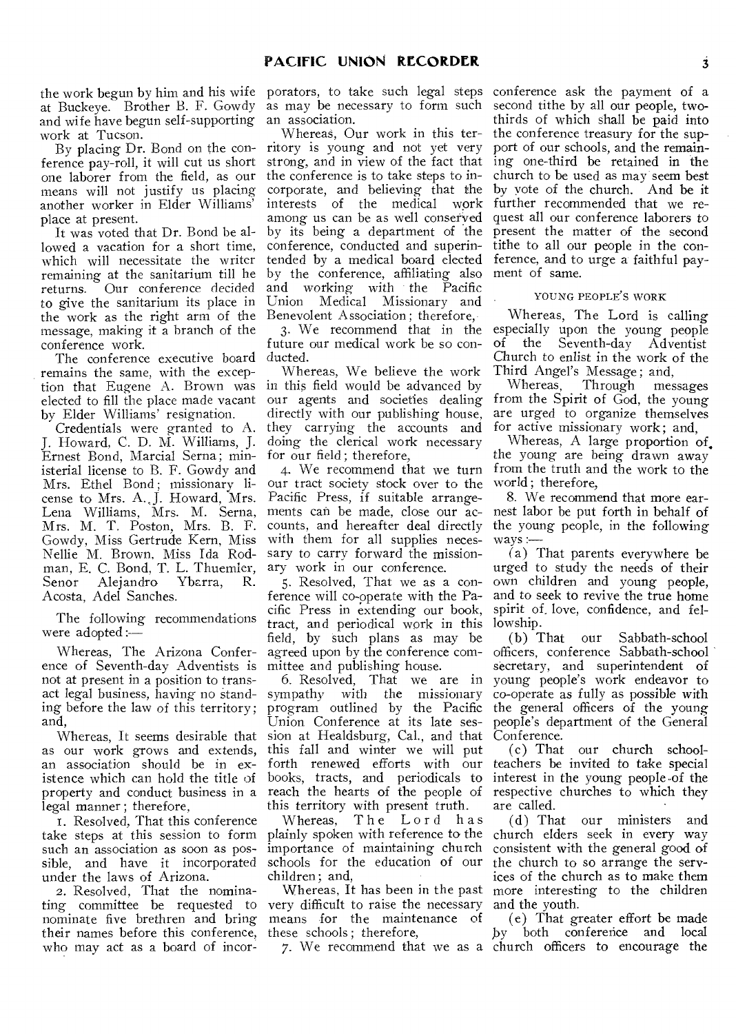the work begun by him and his wife at Buckeye. Brother B. F. Gowdy and wife have begun self-supporting work at Tucson.

By placing Dr. Bond on the conference pay-roll, it will cut us short one laborer from the field, as our means will not justify us placing another worker in Elder Williams' place at present.

It was voted that Dr. Bond be allowed a vacation for a short time, which will necessitate the writer remaining at the sanitarium till he returns. Our conference decided to give the sanitarium its place in the work as the right arm of the message, making it a branch of the conference work.

The conference executive board remains the same, with the exception that Eugene A. Brown was elected to fill the place made vacant by Elder Williams' resignation.

Credentials were granted to A. J. Howard, C. D. M. Williams, J. Ernest Bond, Marcial Serna; ministerial license to B. F. Gowdy and Mrs. Ethel Bond; missionary license to Mrs. A. J. Howard, Mrs. Lena Williams, Mrs. M. Serna, Mrs. M. T. Poston, Mrs. B. F. Gowdy, Miss Gertrude Kern, Miss Nellie M. Brown, Miss Ida Rodman, E. C. Bond, T. L. Thuemler, Senor Alejandro Ybarra, R. Acosta, Adel Sanches.

The following recommendations were adopted:—

Whereas, The Arizona Conference of Seventh-day Adventists is not at present in a position to transact legal business, having no standing before the law of this territory; and,

Whereas, It seems desirable that as our work grows and extends, an association should be in existence which can hold the title of property and conduct business in a legal manner; therefore,

1. Resolved, That this conference take steps at this session to form such an association as soon as possible, and have it incorporated under the laws of Arizona.

2. Resolved, That the nominating committee be requested to nominate five brethren and bring their names before this conference, who may act as a board of incorporators, to take such legal steps as may be necessary to form such an association.

Whereas, Our work in this territory is young and not yet very strong, and in view of the fact that the conference is to take steps to incorporate, and believing that the interests of the medical work among us can be as well conserved by its being a department of the conference, conducted and superintended by a medical board elected by the conference, affiliating also and working with the Pacific Union Medical Missionary and Benevolent Association; therefore,

3. We recommend that in the future our medical work be so conducted.

Whereas, We believe the work in this field would be advanced by our agents and societies dealing directly with our publishing house, they carrying the accounts and doing the clerical work necessary for our field; therefore,

4. We recommend that we turn our tract society stock over to the Pacific Press, if suitable arrangements can be made, close our accounts, and hereafter deal directly with them for all supplies necessary to carry forward the missionary work in our conference.

5. Resolved, That we as a conference will co-operate with the Pacific Press in extending our book, tract, and periodical work in this field, by such plans as may be agreed upon by the conference committee and publishing house.

6. Resolved, That we are in sympathy with the missionary program outlined by the Pacific Union Conference at its late session at Healdsburg, Cal., and that this fall and winter we will put forth renewed efforts with our books, tracts, and periodicals to reach the hearts of the people of this territory with present truth.

Whereas, The Lord has plainly spoken with reference to the importance of maintaining church schools for the education of our children; and,

Whereas, It has been in the past very difficult to raise the necessary means for the maintenance of these schools; therefore,

7. We recommend that we as a conference ask the payment of a second tithe by all our people, two-thirds of which shall be paid into the conference treasury for the support of our schools, and the remaining one-third be retained in the church to be used as may seem best by vote of the church. And be it further recommended that we request all our conference laborers to present the matter of the second tithe to all our people in the conference, and to urge a faithful payment of same.

#### YOUNG PEOPLE'S WORK

Whereas, The Lord is calling especially upon the young people of the Seventh-day Adventist Church to enlist in the work of the Third Angel's Message; and,

Whereas, Through messages from the Spirit of God, the young are urged to organize themselves for active missionary work; and,

Whereas, A large proportion of the young are being drawn away from the truth and the work to the world; therefore,

8. We recommend that more earnest labor be put forth in behalf of the young people, in the following ways:—

(a) That parents everywhere be urged to study the needs of their own children and young people, and to seek to revive the true home spirit of love, confidence, and fellowship.

(b) That our Sabbath-school officers, conference Sabbath-school secretary, and superintendent of young people's work endeavor to co-operate as fully as possible with the general officers of the young people's department of the General Conference.

(c) That our church school-teachers be invited to take special interest in the young people of the respective churches to which they are called.

(d) That our ministers and church elders seek in every way consistent with the general good of the church to so arrange the services of the church as to make them more interesting to the children and the youth.

(e) That greater effort be made by both conference and local church officers to encourage the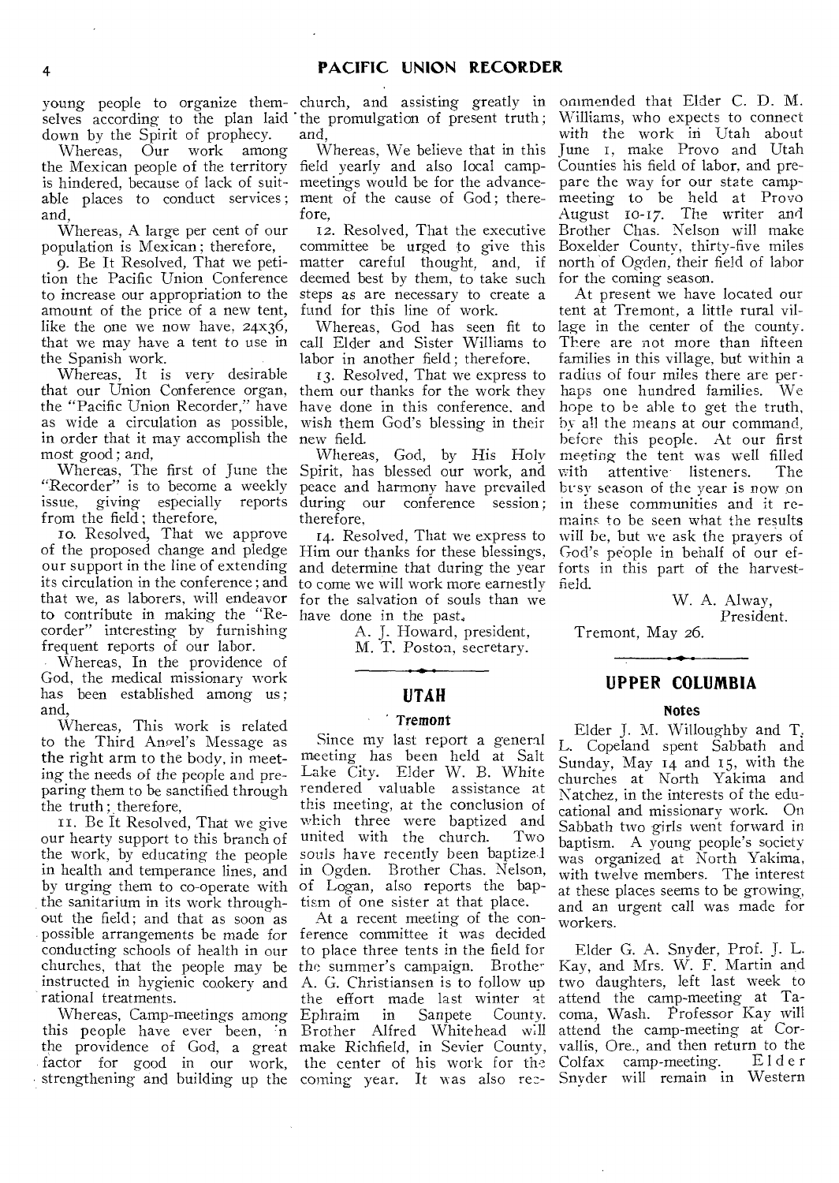young people to organize themselves according to the plan laid down by the Spirit of prophecy.

Whereas, Our work among the Mexican people of the territory is hindered, because of lack of suitable places to conduct services; and,

Whereas, A large per cent of our population is Mexican; therefore,

9. Be It Resolved, That we petition the Pacific Union Conference to increase our appropriation to the amount of the price of a new tent, like the one we now have, 24x36, that we may have a tent to use in the Spanish work.

Whereas, It is very desirable that our Union Conference organ, the "Pacific Union Recorder," have as wide a circulation as possible, in order that it may accomplish the most good; and,

Whereas, The first of June the "Recorder" is to become a weekly issue, giving especially reports from the field; therefore,

10. Resolved, That we approve of the proposed change and pledge our support in the line of extending its circulation in the conference; and that we, as laborers, will endeavor to contribute in making the "Recorder" interesting by furnishing frequent reports of our labor.

Whereas, In the providence of God, the medical missionary work has been established among us; and,

Whereas, This work is related to the Third Angel's Message as the right arm to the body, in meeting the needs of the people and preparing them to be sanctified through the truth; therefore,

11. Be It Resolved, That we give our hearty support to this branch of the work, by educating the people in health and temperance lines, and by urging them to co-operate with the sanitarium in its work throughout the field; and that as soon as possible arrangements be made for conducting schools of health in our churches, that the people may be instructed in hygienic cookery and rational treatments.

Whereas, Camp-meetings among this people have ever been, in the providence of God, a great factor for good in our work, strengthening and building up the church, and assisting greatly in the promulgation of present truth; and,

Whereas, We believe that in this field yearly and also local camp-meetings would be for the advancement of the cause of God; therefore,

12. Resolved, That the executive committee be urged to give this matter careful thought, and, if deemed best by them, to take such steps as are necessary to create a fund for this line of work.

Whereas, God has seen fit to call Elder and Sister Williams to labor in another field; therefore,

13. Resolved, That we express to them our thanks for the work they have done in this conference, and wish them God's blessing in their new field.

Whereas, God, by His Holy Spirit, has blessed our work, and peace and harmony have prevailed during our conference session; therefore,

14. Resolved, That we express to Him our thanks for these blessings, and determine that during the year to come we will work more earnestly for the salvation of souls than we have done in the past.

A. J. Howard, president,
M. T. Poston, secretary.

## UTAH

### Tremont

Since my last report a general meeting has been held at Salt Lake City. Elder W. B. White rendered valuable assistance at this meeting, at the conclusion of which three were baptized and united with the church. Two souls have recently been baptized in Ogden. Brother Chas. Nelson, of Logan, also reports the baptism of one sister at that place.

At a recent meeting of the conference committee it was decided to place three tents in the field for the summer's campaign. Brother A. G. Christiansen is to follow up the effort made last winter at Ephraim in Sanpete County. Brother Alfred Whitehead will make Richfield, in Sevier County, the center of his work for the coming year. It was also recommended that Elder C. D. M. Williams, who expects to connect with the work in Utah about June 1, make Provo and Utah Counties his field of labor, and prepare the way for our state camp-meeting to be held at Provo August 10-17. The writer and Brother Chas. Nelson will make Boxelder County, thirty-five miles north of Ogden, their field of labor for the coming season.

At present we have located our tent at Tremont, a little rural village in the center of the county. There are not more than fifteen families in this village, but within a radius of four miles there are perhaps one hundred families. We hope to be able to get the truth, by all the means at our command, before this people. At our first meeting the tent was well filled with attentive listeners. The busy season of the year is now on in these communities and it remains to be seen what the results will be, but we ask the prayers of God's people in behalf of our efforts in this part of the harvest-field.

W. A. Alway,
President.

Tremont, May 26.

## UPPER COLUMBIA

### Notes

Elder J. M. Willoughby and T. L. Copeland spent Sabbath and Sunday, May 14 and 15, with the churches at North Yakima and Natchez, in the interests of the educational and missionary work. On Sabbath two girls went forward in baptism. A young people's society was organized at North Yakima, with twelve members. The interest at these places seems to be growing, and an urgent call was made for workers.

Elder G. A. Snyder, Prof. J. L. Kay, and Mrs. W. F. Martin and two daughters, left last week to attend the camp-meeting at Tacoma, Wash. Professor Kay will attend the camp-meeting at Corvallis, Ore., and then return to the Colfax camp-meeting. Elder Snyder will remain in Western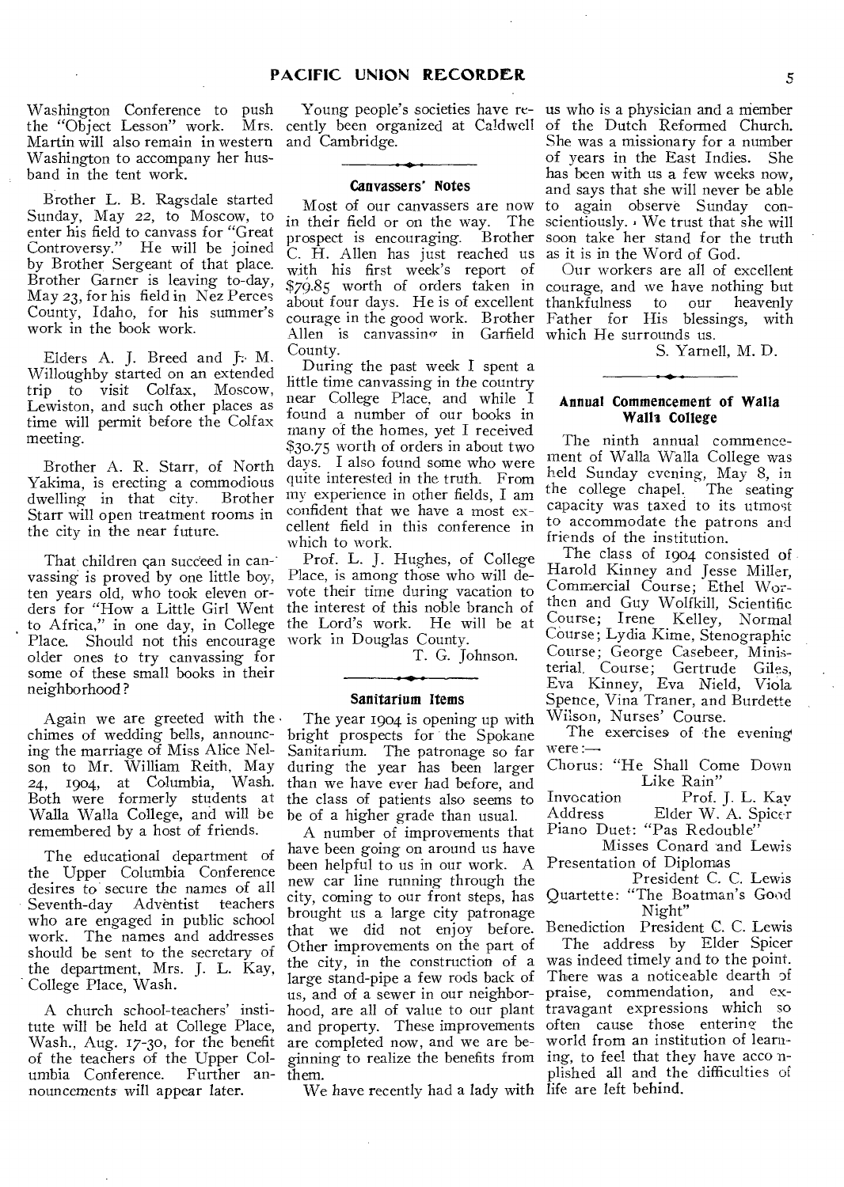Washington Conference to push the "Object Lesson" work. Mrs. Martin will also remain in western Washington to accompany her husband in the tent work.

Brother L. B. Ragsdale started Sunday, May 22, to Moscow, to enter his field to canvass for "Great Controversy." He will be joined by Brother Sergeant of that place. Brother Garner is leaving to-day, May 23, for his field in Nez Perces County, Idaho, for his summer's work in the book work.

Elders A. J. Breed and J. M. Willoughby started on an extended trip to visit Colfax, Moscow, Lewiston, and such other places as time will permit before the Colfax meeting.

Brother A. R. Starr, of North Yakima, is erecting a commodious dwelling in that city. Brother Starr will open treatment rooms in the city in the near future.

That children can succeed in canvassing is proved by one little boy, ten years old, who took eleven orders for "How a Little Girl Went to Africa," in one day, in College Place. Should not this encourage older ones to try canvassing for some of these small books in their neighborhood?

Again we are greeted with the chimes of wedding bells, announcing the marriage of Miss Alice Nelson to Mr. William Reith, May 24, 1904, at Columbia, Wash. Both were formerly students at Walla Walla College, and will be remembered by a host of friends.

The educational department of the Upper Columbia Conference desires to secure the names of all Seventh-day Adventist teachers who are engaged in public school work. The names and addresses should be sent to the secretary of the department, Mrs. J. L. Kay, College Place, Wash.

A church school-teachers' institute will be held at College Place, Wash., Aug. 17-30, for the benefit of the teachers of the Upper Columbia Conference. Further announcements will appear later.

Young people's societies have recently been organized at Caldwell and Cambridge.

### Canvassers' Notes

Most of our canvassers are now in their field or on the way. The prospect is encouraging. Brother C. H. Allen has just reached us with his first week's report of $79.85 worth of orders taken in about four days. He is of excellent courage in the good work. Brother Allen is canvassing in Garfield County.

During the past week I spent a little time canvassing in the country near College Place, and while I found a number of our books in many of the homes, yet I received $30.75 worth of orders in about two days. I also found some who were quite interested in the truth. From my experience in other fields, I am confident that we have a most excellent field in this conference in which to work.

Prof. L. J. Hughes, of College Place, is among those who will devote their time during vacation to the interest of this noble branch of the Lord's work. He will be at work in Douglas County.

T. G. Johnson.

### Sanitarium Items

The year 1904 is opening up with bright prospects for the Spokane Sanitarium. The patronage so far during the year has been larger than we have ever had before, and the class of patients also seems to be of a higher grade than usual.

A number of improvements that have been going on around us have been helpful to us in our work. A new car line running through the city, coming to our front steps, has brought us a large city patronage that we did not enjoy before. Other improvements on the part of the city, in the construction of a large stand-pipe a few rods back of us, and of a sewer in our neighborhood, are all of value to our plant and property. These improvements are completed now, and we are beginning to realize the benefits from them.

We have recently had a lady with us who is a physician and a member of the Dutch Reformed Church. She was a missionary for a number of years in the East Indies. She has been with us a few weeks now, and says that she will never be able to again observe Sunday conscientiously. We trust that she will soon take her stand for the truth as it is in the Word of God.

Our workers are all of excellent courage, and we have nothing but thankfulness to our heavenly Father for His blessings, with which He surrounds us.

S. Yarnell, M. D.

### Annual Commencement of Walla Walla College

The ninth annual commencement of Walla Walla College was held Sunday evening, May 8, in the college chapel. The seating capacity was taxed to its utmost to accommodate the patrons and friends of the institution.

The class of 1904 consisted of Harold Kinney and Jesse Miller, Commercial Course; Ethel Worthen and Guy Wolfkill, Scientific Course; Irene Kelley, Normal Course; Lydia Kime, Stenographic Course; George Casebeer, Ministerial Course; Gertrude Giles, Eva Kinney, Eva Nield, Viola Spence, Vina Traner, and Burdette Wilson, Nurses' Course.

The exercises of the evening were:—

Chorus: "He Shall Come Down Like Rain"
Invocation — Prof. J. L. Kay
Address — Elder W. A. Spicer
Piano Duet: "Pas Redouble" — Misses Conard and Lewis
Presentation of Diplomas — President C. C. Lewis
Quartette: "The Boatman's Good Night"
Benediction — President C. C. Lewis

The address by Elder Spicer was indeed timely and to the point. There was a noticeable dearth of praise, commendation, and extravagant expressions which so often cause those entering the world from an institution of learning, to feel that they have accomplished all and the difficulties of life are left behind.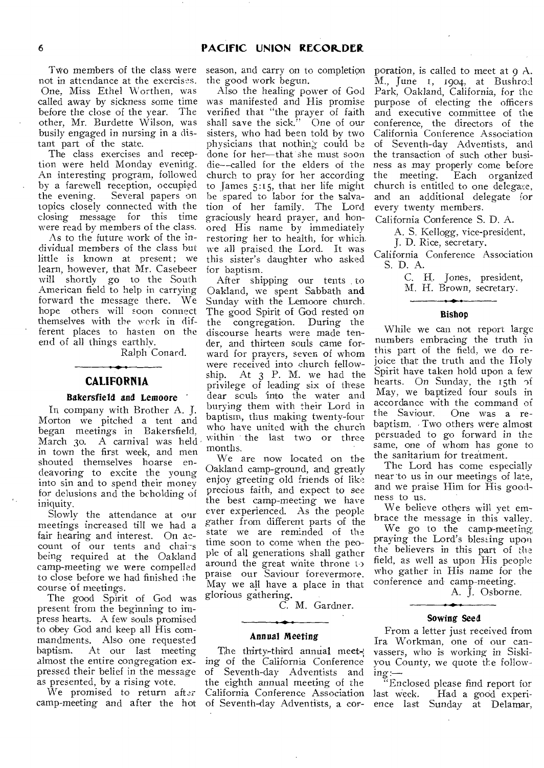Two members of the class were not in attendance at the exercises. One, Miss Ethel Worthen, was called away by sickness some time before the close of the year. The other, Mr. Burdette Wilson, was busily engaged in nursing in a distant part of the state.

The class exercises and reception were held Monday evening. An interesting program, followed by a farewell reception, occupied the evening. Several papers on topics closely connected with the closing message for this time were read by members of the class.

As to the future work of the individual members of the class but little is known at present; we learn, however, that Mr. Casebeer will shortly go to the South American field to help in carrying forward the message there. We hope others will soon connect themselves with the work in different places to hasten on the end of all things earthly.

Ralph Conard.

## CALIFORNIA

### Bakersfield and Lemoore

In company with Brother A. J. Morton we pitched a tent and began meetings in Bakersfield, March 30. A carnival was held in town the first week, and men shouted themselves hoarse endeavoring to excite the young into sin and to spend their money for delusions and the beholding of iniquity.

Slowly the attendance at our meetings increased till we had a fair hearing and interest. On account of our tents and chairs being required at the Oakland camp-meeting we were compelled to close before we had finished the course of meetings.

The good Spirit of God was present from the beginning to impress hearts. A few souls promised to obey God and keep all His commandments. Also one requested baptism. At our last meeting almost the entire congregation expressed their belief in the message as presented, by a rising vote.

We promised to return after camp-meeting and after the hot season, and carry on to completion the good work begun.

Also the healing power of God was manifested and His promise verified that "the prayer of faith shall save the sick." One of our sisters, who had been told by two physicians that nothing could be done for her—that she must soon die—called for the elders of the church to pray for her according to James 5:15, that her life might be spared to labor for the salvation of her family. The Lord graciously heard prayer, and honored His name by immediately restoring her to health, for which we all praised the Lord. It was this sister's daughter who asked for baptism.

After shipping our tents to Oakland, we spent Sabbath and Sunday with the Lemoore church. The good Spirit of God rested on the congregation. During the discourse hearts were made tender, and thirteen souls came forward for prayers, seven of whom were received into church fellowship. At 3 P. M. we had the privilege of leading six of these dear souls into the water and burying them with their Lord in baptism, thus making twenty-four who have united with the church within the last two or three months.

We are now located on the Oakland camp-ground, and greatly enjoy greeting old friends of like precious faith, and expect to see the best camp-meeting we have ever experienced. As the people gather from different parts of the state we are reminded of the time soon to come when the people of all generations shall gather around the great white throne to praise our Saviour forevermore. May we all have a place in that glorious gathering.

C. M. Gardner.

### Annual Meeting

The thirty-third annual meeting of the California Conference of Seventh-day Adventists and the eighth annual meeting of the California Conference Association of Seventh-day Adventists, a corporation, is called to meet at 9 A. M., June 1, 1904, at Bushrod Park, Oakland, California, for the purpose of electing the officers and executive committee of the conference, the directors of the California Conference Association of Seventh-day Adventists, and the transaction of such other business as may properly come before the meeting. Each organized church is entitled to one delegate, and an additional delegate for every twenty members.

California Conference S. D. A.

A. S. Kellogg, vice-president,
J. D. Rice, secretary.

California Conference Association S. D. A.

C. H. Jones, president,
M. H. Brown, secretary.

### Bishop

While we can not report large numbers embracing the truth in this part of the field, we do rejoice that the truth and the Holy Spirit have taken hold upon a few hearts. On Sunday, the 15th of May, we baptized four souls in accordance with the command of the Saviour. One was a rebaptism. Two others were almost persuaded to go forward in the same, one of whom has gone to the sanitarium for treatment.

The Lord has come especially near to us in our meetings of late, and we praise Him for His goodness to us.

We believe others will yet embrace the message in this valley.

We go to the camp-meeting praying the Lord's blessing upon the believers in this part of the field, as well as upon His people who gather in His name for the conference and camp-meeting.

A. J. Osborne.

### Sowing Seed

From a letter just received from Ira Workman, one of our canvassers, who is working in Siskiyou County, we quote the following:—

"Enclosed please find report for last week. Had a good experience last Sunday at Delamar,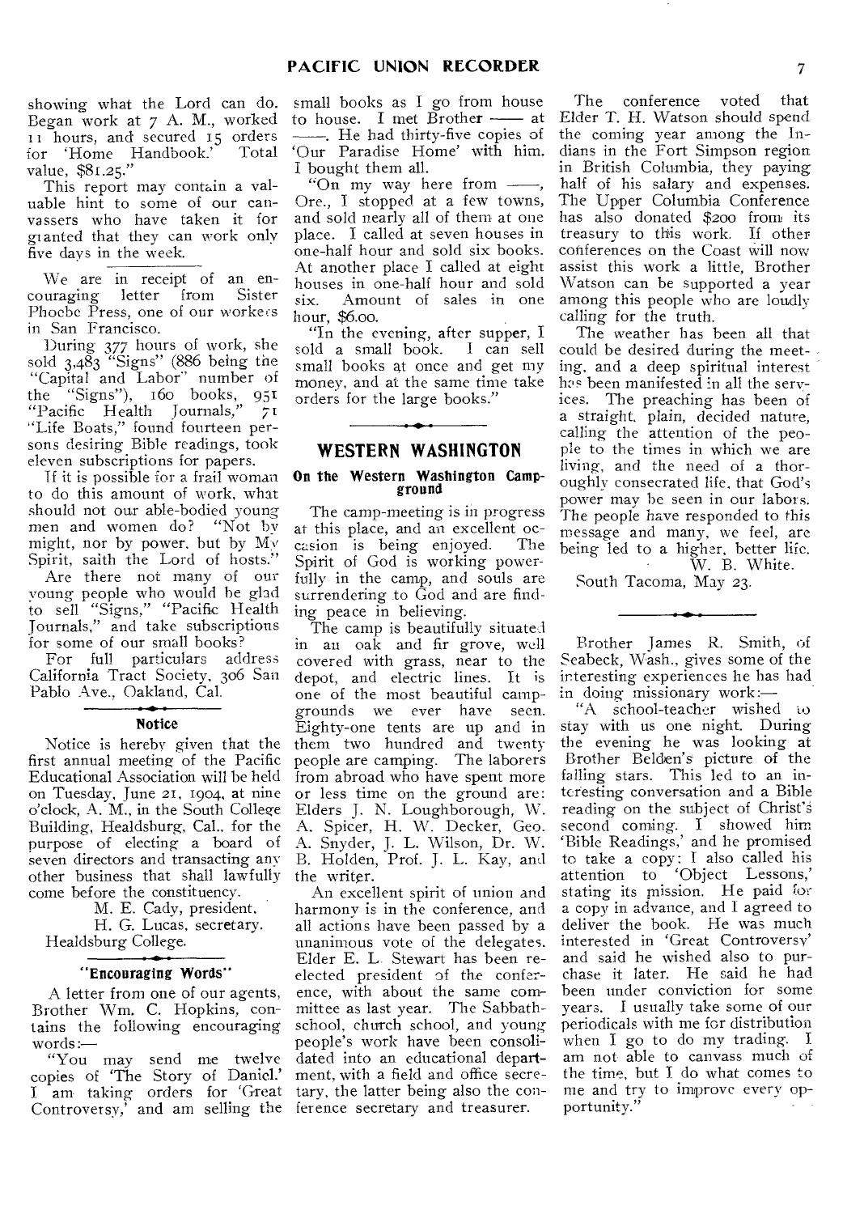showing what the Lord can do. Began work at 7 A. M., worked 11 hours, and secured 15 orders for 'Home Handbook.' Total value, $81.25."

This report may contain a valuable hint to some of our canvassers who have taken it for granted that they can work only five days in the week.

---

We are in receipt of an encouraging letter from Sister Phoebe Press, one of our workers in San Francisco.

During 377 hours of work, she sold 3,483 "Signs" (886 being the "Capital and Labor" number of the "Signs"), 160 books, 951 "Pacific Health Journals," 71 "Life Boats," found fourteen persons desiring Bible readings, took eleven subscriptions for papers.

If it is possible for a frail woman to do this amount of work, what should not our able-bodied young men and women do? "Not by might, nor by power, but by My Spirit, saith the Lord of hosts."

Are there not many of our young people who would be glad to sell "Signs," "Pacific Health Journals," and take subscriptions for some of our small books?

For full particulars address California Tract Society, 306 San Pablo Ave., Oakland, Cal.

### Notice

Notice is hereby given that the first annual meeting of the Pacific Educational Association will be held on Tuesday, June 21, 1904, at nine o'clock, A. M., in the South College Building, Healdsburg, Cal., for the purpose of electing a board of seven directors and transacting any other business that shall lawfully come before the constituency.

M. E. Cady, president.
H. G. Lucas, secretary.
Healdsburg College.

### "Encouraging Words"

A letter from one of our agents, Brother Wm. C. Hopkins, contains the following encouraging words:—

"You may send me twelve copies of 'The Story of Daniel.' I am taking orders for 'Great Controversy,' and am selling the small books as I go from house to house. I met Brother —— at ——. He had thirty-five copies of 'Our Paradise Home' with him. I bought them all.

"On my way here from ——, Ore., I stopped at a few towns, and sold nearly all of them at one place. I called at seven houses in one-half hour and sold six books. At another place I called at eight houses in one-half hour and sold six. Amount of sales in one hour, $6.00.

"In the evening, after supper, I sold a small book. I can sell small books at once and get my money, and at the same time take orders for the large books."

## WESTERN WASHINGTON

### On the Western Washington Campground

The camp-meeting is in progress at this place, and an excellent occasion is being enjoyed. The Spirit of God is working powerfully in the camp, and souls are surrendering to God and are finding peace in believing.

The camp is beautifully situated in an oak and fir grove, well covered with grass, near to the depot, and electric lines. It is one of the most beautiful campgrounds we ever have seen. Eighty-one tents are up and in them two hundred and twenty people are camping. The laborers from abroad who have spent more or less time on the ground are: Elders J. N. Loughborough, W. A. Spicer, H. W. Decker, Geo. A. Snyder, J. L. Wilson, Dr. W. B. Holden, Prof. J. L. Kay, and the writer.

An excellent spirit of union and harmony is in the conference, and all actions have been passed by a unanimous vote of the delegates. Elder E. L. Stewart has been re-elected president of the conference, with about the same committee as last year. The Sabbath-school, church school, and young people's work have been consolidated into an educational department, with a field and office secretary, the latter being also the conference secretary and treasurer.

The conference voted that Elder T. H. Watson should spend the coming year among the Indians in the Fort Simpson region in British Columbia, they paying half of his salary and expenses. The Upper Columbia Conference has also donated $200 from its treasury to this work. If other conferences on the Coast will now assist this work a little, Brother Watson can be supported a year among this people who are loudly calling for the truth.

The weather has been all that could be desired during the meeting, and a deep spiritual interest has been manifested in all the services. The preaching has been of a straight, plain, decided nature, calling the attention of the people to the times in which we are living, and the need of a thoroughly consecrated life, that God's power may be seen in our labors. The people have responded to this message and many, we feel, are being led to a higher, better life.

W. B. White.

South Tacoma, May 23.

---

Brother James R. Smith, of Seabeck, Wash., gives some of the interesting experiences he has had in doing missionary work:—

"A school-teacher wished to stay with us one night. During the evening he was looking at Brother Belden's picture of the falling stars. This led to an interesting conversation and a Bible reading on the subject of Christ's second coming. I showed him 'Bible Readings,' and he promised to take a copy; I also called his attention to 'Object Lessons,' stating its mission. He paid for a copy in advance, and I agreed to deliver the book. He was much interested in 'Great Controversy' and said he wished also to purchase it later. He said he had been under conviction for some years. I usually take some of our periodicals with me for distribution when I go to do my trading. I am not able to canvass much of the time, but I do what comes to me and try to improve every opportunity."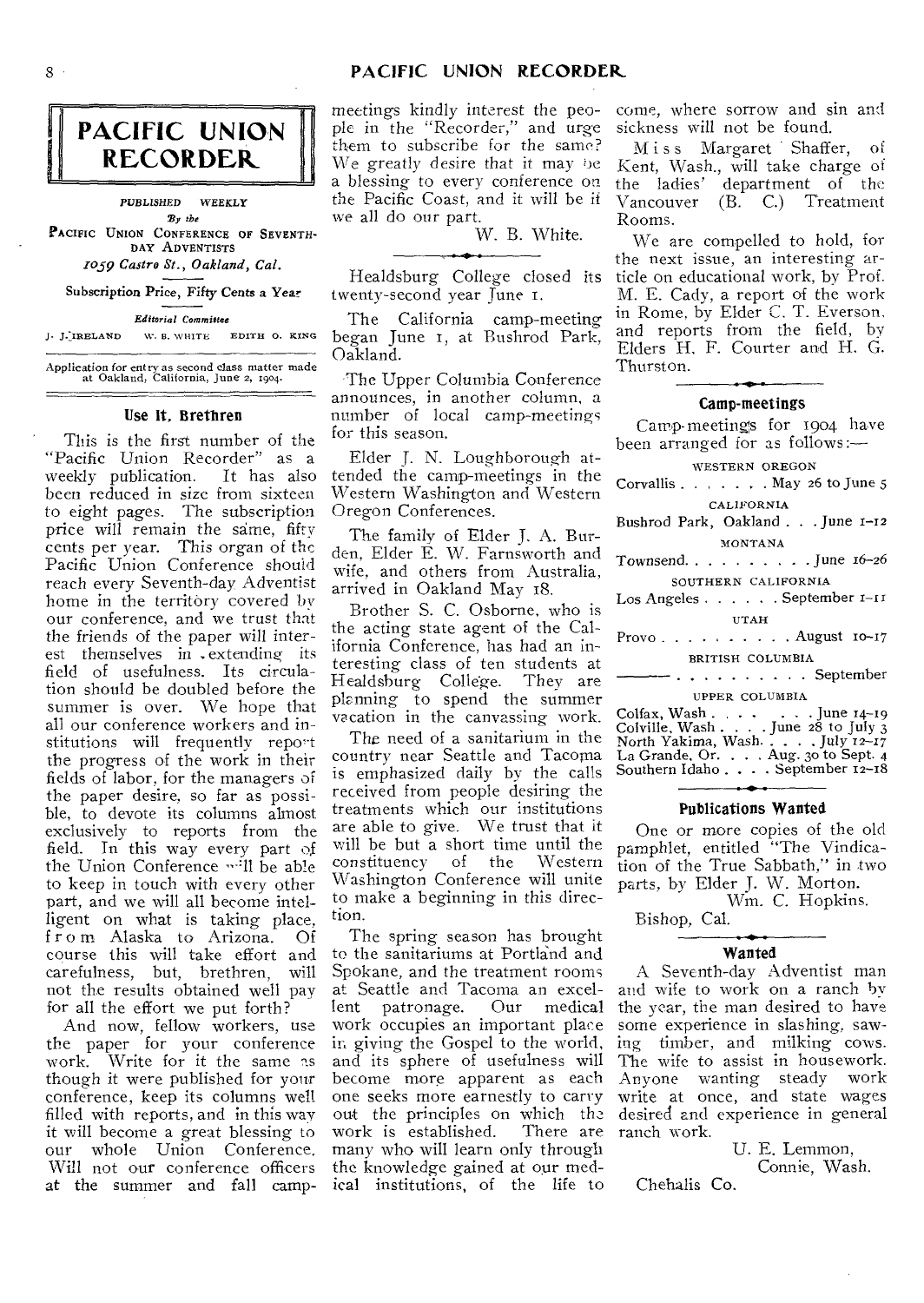# PACIFIC UNION RECORDER

*PUBLISHED WEEKLY*
*By the*
PACIFIC UNION CONFERENCE OF SEVENTH-DAY ADVENTISTS
*1059 Castro St., Oakland, Cal.*

Subscription Price, Fifty Cents a Year

*Editorial Committee*
J. J. IRELAND W. B. WHITE EDITH O. KING

Application for entry as second class matter made at Oakland, California, June 2, 1904.

## Use It, Brethren

This is the first number of the "Pacific Union Recorder" as a weekly publication. It has also been reduced in size from sixteen to eight pages. The subscription price will remain the same, fifty cents per year. This organ of the Pacific Union Conference should reach every Seventh-day Adventist home in the territory covered by our conference, and we trust that the friends of the paper will interest themselves in extending its field of usefulness. Its circulation should be doubled before the summer is over. We hope that all our conference workers and institutions will frequently report the progress of the work in their fields of labor, for the managers of the paper desire, so far as possible, to devote its columns almost exclusively to reports from the field. In this way every part of the Union Conference will be able to keep in touch with every other part, and we will all become intelligent on what is taking place, from Alaska to Arizona. Of course this will take effort and carefulness, but, brethren, will not the results obtained well pay for all the effort we put forth?

And now, fellow workers, use the paper for your conference work. Write for it the same as though it were published for your conference, keep its columns well filled with reports, and in this way it will become a great blessing to our whole Union Conference. Will not our conference officers at the summer and fall camp-meetings kindly interest the people in the "Recorder," and urge them to subscribe for the same? We greatly desire that it may be a blessing to every conference on the Pacific Coast, and it will be if we all do our part.

W. B. White.

Healdsburg College closed its twenty-second year June 1.

The California camp-meeting began June 1, at Bushrod Park, Oakland.

The Upper Columbia Conference announces, in another column, a number of local camp-meetings for this season.

Elder J. N. Loughborough attended the camp-meetings in the Western Washington and Western Oregon Conferences.

The family of Elder J. A. Burden, Elder E. W. Farnsworth and wife, and others from Australia, arrived in Oakland May 18.

Brother S. C. Osborne, who is the acting state agent of the California Conference, has had an interesting class of ten students at Healdsburg College. They are planning to spend the summer vacation in the canvassing work.

The need of a sanitarium in the country near Seattle and Tacoma is emphasized daily by the calls received from people desiring the treatments which our institutions are able to give. We trust that it will be but a short time until the constituency of the Western Washington Conference will unite to make a beginning in this direction.

The spring season has brought to the sanitariums at Portland and Spokane, and the treatment rooms at Seattle and Tacoma an excellent patronage. Our medical work occupies an important place in giving the Gospel to the world, and its sphere of usefulness will become more apparent as each one seeks more earnestly to carry out the principles on which the work is established. There are many who will learn only through the knowledge gained at our medical institutions, of the life to come, where sorrow and sin and sickness will not be found.

Miss Margaret Shaffer, of Kent, Wash., will take charge of the ladies' department of the Vancouver (B. C.) Treatment Rooms.

We are compelled to hold, for the next issue, an interesting article on educational work, by Prof. M. E. Cady, a report of the work in Rome, by Elder C. T. Everson, and reports from the field, by Elders H. F. Courter and H. G. Thurston.

## Camp-meetings

Camp-meetings for 1904 have been arranged for as follows:—

WESTERN OREGON
Corvallis . . . . . . . May 26 to June 5

CALIFORNIA
Bushrod Park, Oakland . . . June 1–12

MONTANA
Townsend. . . . . . . . . . June 16–26

SOUTHERN CALIFORNIA
Los Angeles . . . . . . September 1–11

UTAH
Provo . . . . . . . . . . August 10–17

BRITISH COLUMBIA
——— . . . . . . . . . . September

UPPER COLUMBIA
Colfax, Wash . . . . . . . . June 14–19
Colville, Wash . . . . June 28 to July 3
North Yakima, Wash. . . . . July 12–17
La Grande, Or. . . . Aug. 30 to Sept. 4
Southern Idaho . . . . September 12–18

## Publications Wanted

One or more copies of the old pamphlet, entitled "The Vindication of the True Sabbath," in two parts, by Elder J. W. Morton.

Wm. C. Hopkins.
Bishop, Cal.

## Wanted

A Seventh-day Adventist man and wife to work on a ranch by the year, the man desired to have some experience in slashing, sawing timber, and milking cows. The wife to assist in housework. Anyone wanting steady work write at once, and state wages desired and experience in general ranch work.

U. E. Lemmon,
Connie, Wash.
Chehalis Co.